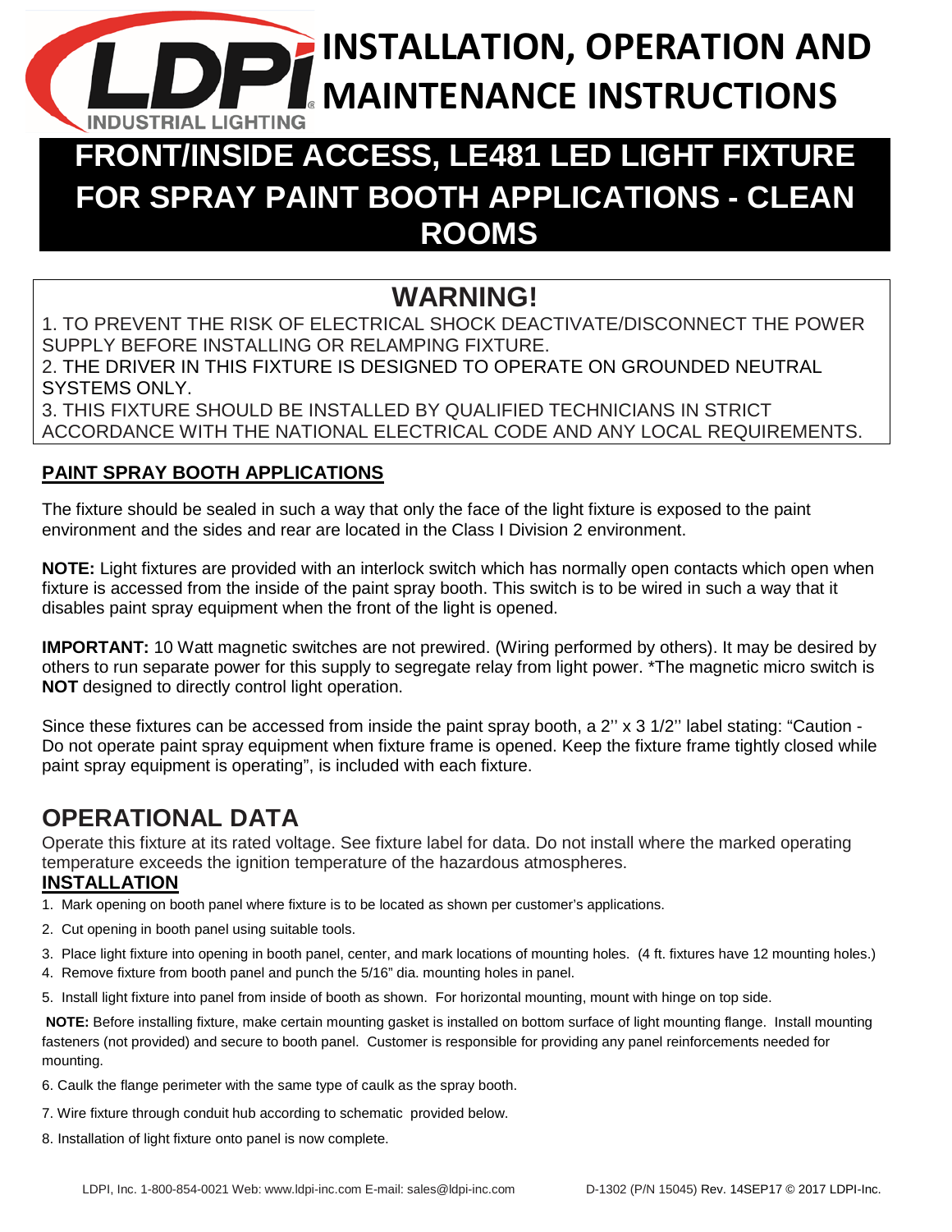# INSTALLATION, OPERATION AND MAINTENANCE INSTRUCTIONS

LDPI INDUSTRIAL LIGHTING

## FRONT/INSIDE ACCESS, LE481 LED LIGHT FIXTURE FOR SPRAY PAINT BOOTH APPLICATIONS - CLEAN ROOMS

## WARNING!

1. TO PREVENT THE RISK OF ELECTRICAL SHOCK DEACTIVATE/DISCONNECT THE POWER SUPPLY BEFORE INSTALLING OR RELAMPING FIXTURE.
2. THE DRIVER IN THIS FIXTURE IS DESIGNED TO OPERATE ON GROUNDED NEUTRAL SYSTEMS ONLY.
3. THIS FIXTURE SHOULD BE INSTALLED BY QUALIFIED TECHNICIANS IN STRICT ACCORDANCE WITH THE NATIONAL ELECTRICAL CODE AND ANY LOCAL REQUIREMENTS.

### PAINT SPRAY BOOTH APPLICATIONS

The fixture should be sealed in such a way that only the face of the light fixture is exposed to the paint environment and the sides and rear are located in the Class I Division 2 environment.

**NOTE:** Light fixtures are provided with an interlock switch which has normally open contacts which open when fixture is accessed from the inside of the paint spray booth. This switch is to be wired in such a way that it disables paint spray equipment when the front of the light is opened.

**IMPORTANT:** 10 Watt magnetic switches are not prewired. (Wiring performed by others). It may be desired by others to run separate power for this supply to segregate relay from light power. *The magnetic micro switch is **NOT** designed to directly control light operation.

Since these fixtures can be accessed from inside the paint spray booth, a 2'' x 3 1/2'' label stating: "Caution - Do not operate paint spray equipment when fixture frame is opened. Keep the fixture frame tightly closed while paint spray equipment is operating", is included with each fixture.

## OPERATIONAL DATA

Operate this fixture at its rated voltage. See fixture label for data. Do not install where the marked operating temperature exceeds the ignition temperature of the hazardous atmospheres.

### INSTALLATION

1. Mark opening on booth panel where fixture is to be located as shown per customer's applications.
2. Cut opening in booth panel using suitable tools.
3. Place light fixture into opening in booth panel, center, and mark locations of mounting holes. (4 ft. fixtures have 12 mounting holes.)
4. Remove fixture from booth panel and punch the 5/16" dia. mounting holes in panel.
5. Install light fixture into panel from inside of booth as shown. For horizontal mounting, mount with hinge on top side.

**NOTE:** Before installing fixture, make certain mounting gasket is installed on bottom surface of light mounting flange. Install mounting fasteners (not provided) and secure to booth panel. Customer is responsible for providing any panel reinforcements needed for mounting.

6. Caulk the flange perimeter with the same type of caulk as the spray booth.
7. Wire fixture through conduit hub according to schematic provided below.
8. Installation of light fixture onto panel is now complete.

LDPI, Inc. 1-800-854-0021 Web: www.ldpi-inc.com E-mail: sales@ldpi-inc.com D-1302 (P/N 15045) Rev. 14SEP17 © 2017 LDPI-Inc.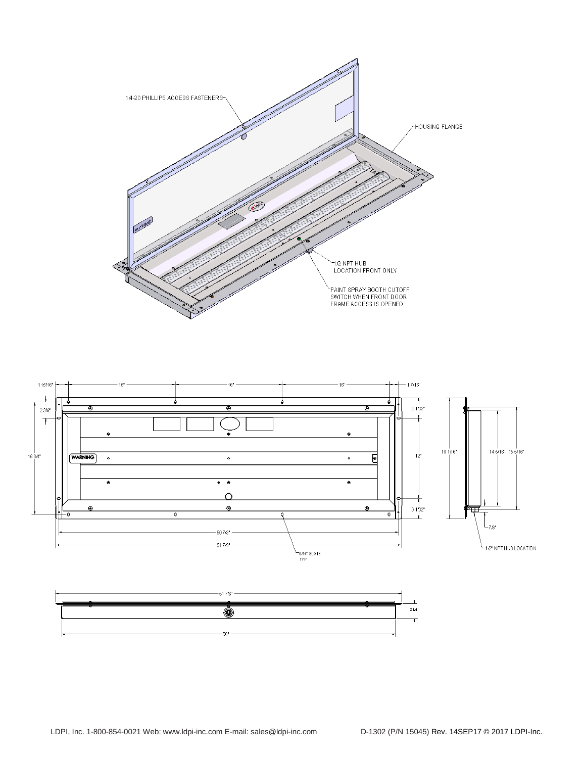1/4-20 PHILLIPS ACCESS FASTENERS

HOUSING FLANGE

1/2 NPT HUB LOCATION FRONT ONLY

PAINT SPRAY BOOTH CUTOFF SWITCH WHEN FRONT DOOR FRAME ACCESS IS OPENED

1 15/16" | 16" | 16" | 16" | 1 7/16"

2 3/8"

18 3/4"

WARNING

3 1/32"

12"

3 1/32"

50 7/8"

51 7/8"

5/16" SLOTS TYP

18 1/16"

14 5/16" 15 5/16"

7/8"

1/2" NPT HUB LOCATION

51 7/8"

2 1/4"

50"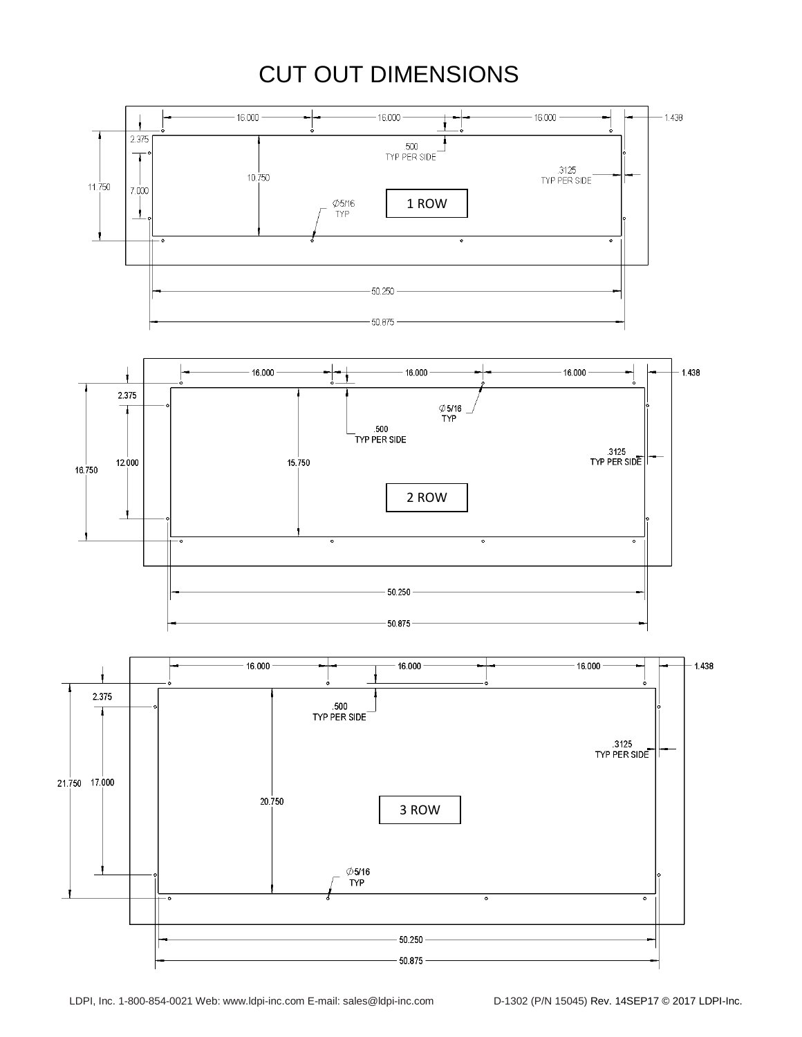# CUT OUT DIMENSIONS

16.000 16.000 16.000 1.438

2.375

.500 TYP PER SIDE

10.750

.3125 TYP PER SIDE

11.750 7.000

Ø5/16 TYP

1 ROW

50.250

50.875

16.000 16.000 16.000 1.438

2.375

Ø5/16 TYP

.500 TYP PER SIDE

.3125 TYP PER SIDE

16.750 12.000 15.750

2 ROW

50.250

50.875

16.000 16.000 16.000 1.438

2.375

.500 TYP PER SIDE

.3125 TYP PER SIDE

21.750 17.000

20.750

3 ROW

Ø5/16 TYP

50.250

50.875

LDPI, Inc. 1-800-854-0021 Web: www.ldpi-inc.com E-mail: sales@ldpi-inc.com D-1302 (P/N 15045) Rev. 14SEP17 © 2017 LDPI-Inc.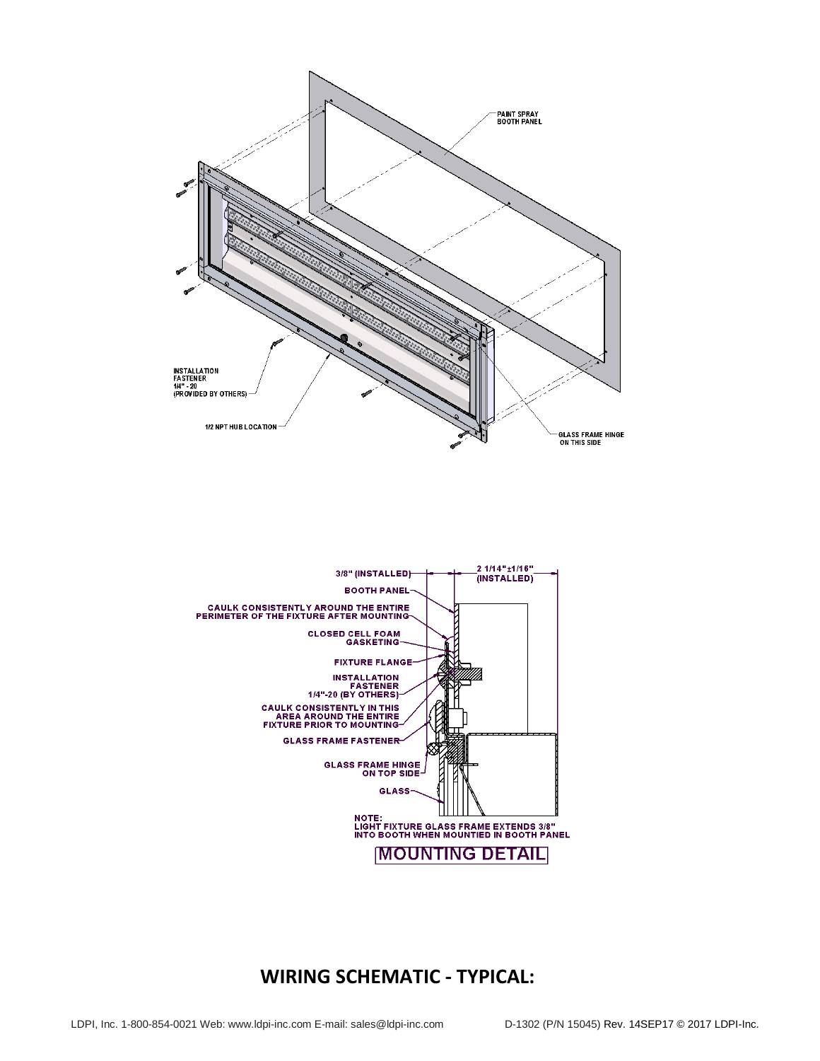PAINT SPRAY BOOTH PANEL

INSTALLATION FASTENER 1/4" - 20 (PROVIDED BY OTHERS)

1/2 NPT HUB LOCATION

GLASS FRAME HINGE ON THIS SIDE

3/8" (INSTALLED)

2 1/14"±1/16" (INSTALLED)

BOOTH PANEL

CAULK CONSISTENTLY AROUND THE ENTIRE PERIMETER OF THE FIXTURE AFTER MOUNTING

CLOSED CELL FOAM GASKETING

FIXTURE FLANGE

INSTALLATION FASTENER 1/4"-20 (BY OTHERS)

CAULK CONSISTENTLY IN THIS AREA AROUND THE ENTIRE FIXTURE PRIOR TO MOUNTING

GLASS FRAME FASTENER

GLASS FRAME HINGE ON TOP SIDE

GLASS

NOTE:
LIGHT FIXTURE GLASS FRAME EXTENDS 3/8" INTO BOOTH WHEN MOUNTIED IN BOOTH PANEL

MOUNTING DETAIL

## WIRING SCHEMATIC - TYPICAL: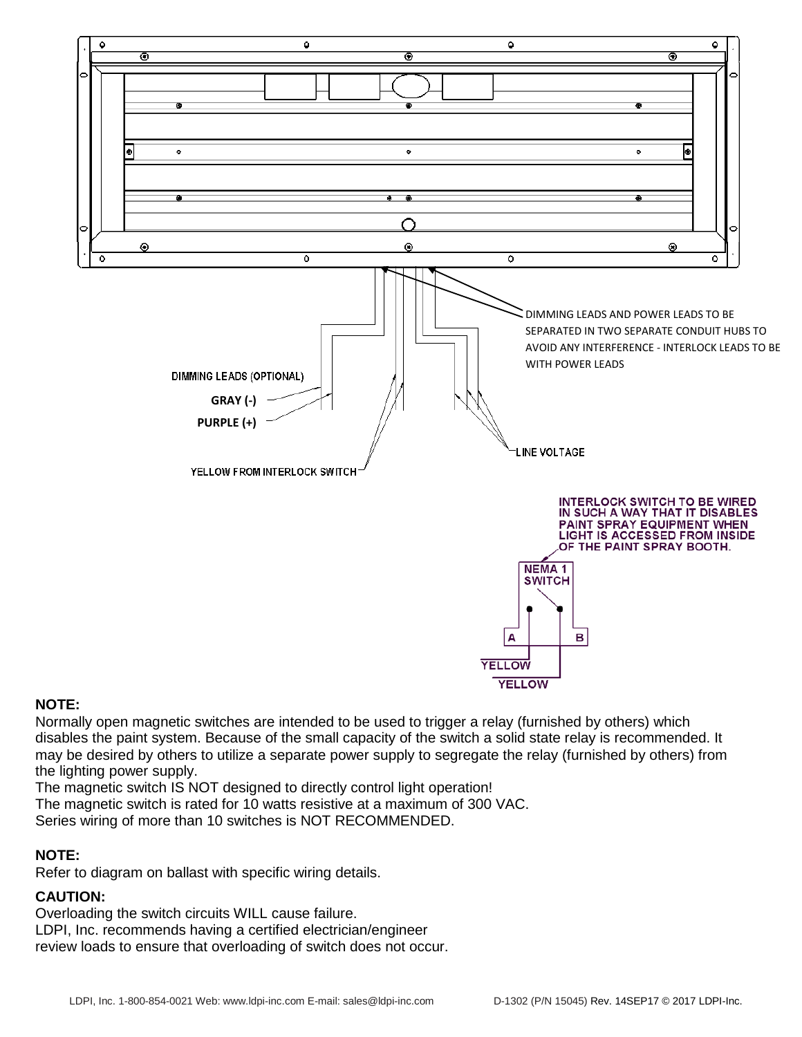DIMMING LEADS AND POWER LEADS TO BE SEPARATED IN TWO SEPARATE CONDUIT HUBS TO AVOID ANY INTERFERENCE - INTERLOCK LEADS TO BE WITH POWER LEADS

DIMMING LEADS (OPTIONAL)

**GRAY (-)**

**PURPLE (+)**

LINE VOLTAGE

YELLOW FROM INTERLOCK SWITCH

**INTERLOCK SWITCH TO BE WIRED IN SUCH A WAY THAT IT DISABLES PAINT SPRAY EQUIPMENT WHEN LIGHT IS ACCESSED FROM INSIDE OF THE PAINT SPRAY BOOTH.**

**NEMA 1 SWITCH**

**A** **B**

**YELLOW**

**YELLOW**

**NOTE:**

Normally open magnetic switches are intended to be used to trigger a relay (furnished by others) which disables the paint system. Because of the small capacity of the switch a solid state relay is recommended. It may be desired by others to utilize a separate power supply to segregate the relay (furnished by others) from the lighting power supply.

The magnetic switch IS NOT designed to directly control light operation!

The magnetic switch is rated for 10 watts resistive at a maximum of 300 VAC.

Series wiring of more than 10 switches is NOT RECOMMENDED.

**NOTE:**

Refer to diagram on ballast with specific wiring details.

**CAUTION:**

Overloading the switch circuits WILL cause failure.

LDPI, Inc. recommends having a certified electrician/engineer review loads to ensure that overloading of switch does not occur.

LDPI, Inc. 1-800-854-0021 Web: www.ldpi-inc.com E-mail: sales@ldpi-inc.com D-1302 (P/N 15045) Rev. 14SEP17 © 2017 LDPI-Inc.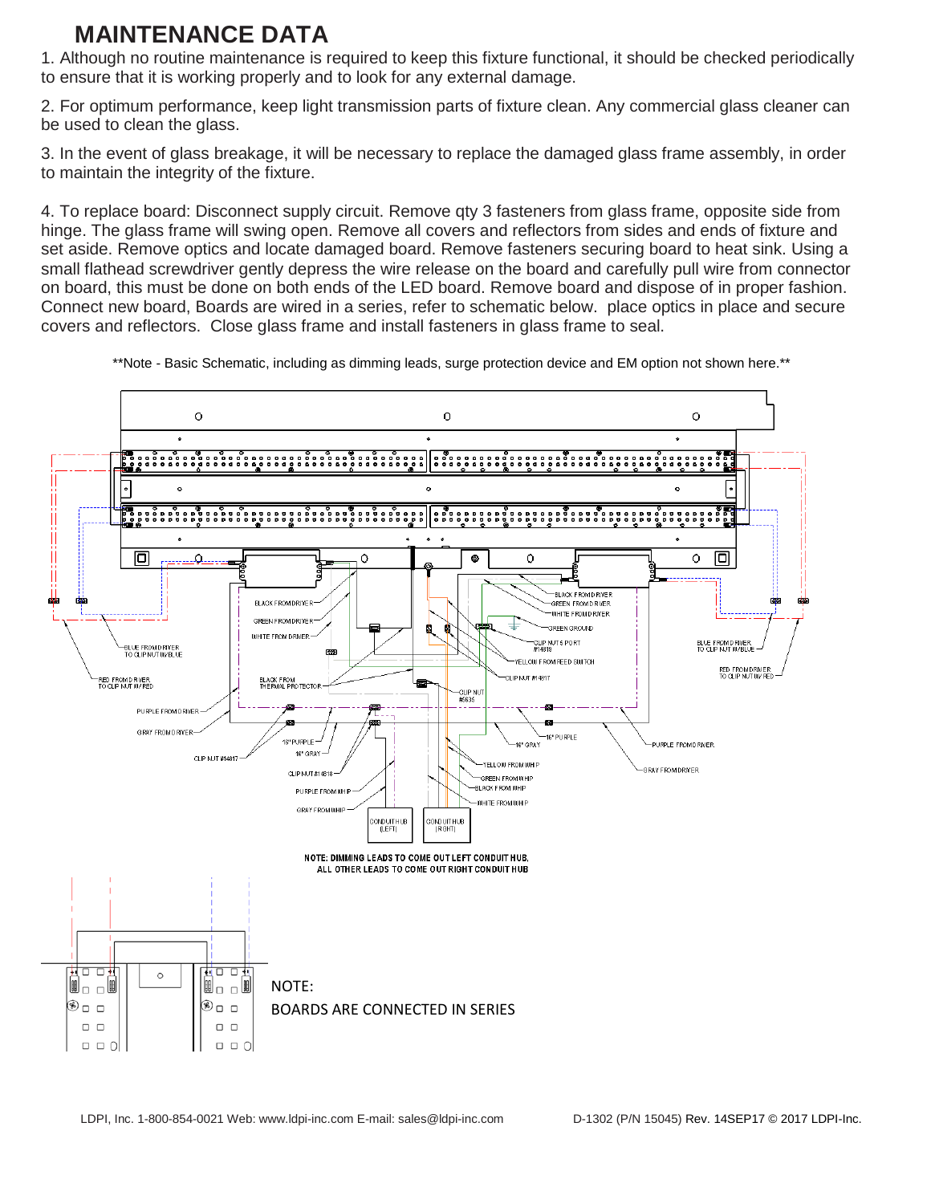# MAINTENANCE DATA

1. Although no routine maintenance is required to keep this fixture functional, it should be checked periodically to ensure that it is working properly and to look for any external damage.

2. For optimum performance, keep light transmission parts of fixture clean. Any commercial glass cleaner can be used to clean the glass.

3. In the event of glass breakage, it will be necessary to replace the damaged glass frame assembly, in order to maintain the integrity of the fixture.

4. To replace board: Disconnect supply circuit. Remove qty 3 fasteners from glass frame, opposite side from hinge. The glass frame will swing open. Remove all covers and reflectors from sides and ends of fixture and set aside. Remove optics and locate damaged board. Remove fasteners securing board to heat sink. Using a small flathead screwdriver gently depress the wire release on the board and carefully pull wire from connector on board, this must be done on both ends of the LED board. Remove board and dispose of in proper fashion. Connect new board, Boards are wired in a series, refer to schematic below. place optics in place and secure covers and reflectors. Close glass frame and install fasteners in glass frame to seal.

**Note - Basic Schematic, including as dimming leads, surge protection device and EM option not shown here.**

BLACK FROM DRIVER
GREEN FROM DRIVER
WHITE FROM DRIVER
BLUE FROM DRIVER TO CLIP NUT W/BLUE
RED FROM DRIVER TO CLIP NUT W/ RED
BLACK FROM THERMAL PROTECTOR
PURPLE FROM DRIVER
GRAY FROM DRIVER
CLIP NUT #14817
16" PURPLE
16" GRAY
CLIP NUT #14818
PURPLE FROM WHIP
GRAY FROM WHIP
CONDUIT HUB (LEFT)
CONDUIT HUB (RIGHT)
BLACK FROM DRIVER
GREEN FROM DRIVER
WHITE FROM DRIVER
GREEN GROUND
CLIP NUTS PORT #14818
YELLOW FROM REED SWITCH
CLIP NUT #14817
CLIP NUT #5635
16" PURPLE
16" GRAY
YELLOW FROM WHIP
GREEN FROM WHIP
BLACK FROM WHIP
WHITE FROM WHIP
PURPLE FROM DRIVER
GRAY FROM DRIVER
BLUE FROM DRIVER TO CLIP NUT W/BLUE
RED FROM DRIVER TO CLIP NUT W/ RED

NOTE: DIMMING LEADS TO COME OUT LEFT CONDUIT HUB, ALL OTHER LEADS TO COME OUT RIGHT CONDUIT HUB

NOTE:
BOARDS ARE CONNECTED IN SERIES

LDPI, Inc. 1-800-854-0021 Web: www.ldpi-inc.com E-mail: sales@ldpi-inc.com D-1302 (P/N 15045) Rev. 14SEP17 © 2017 LDPI-Inc.